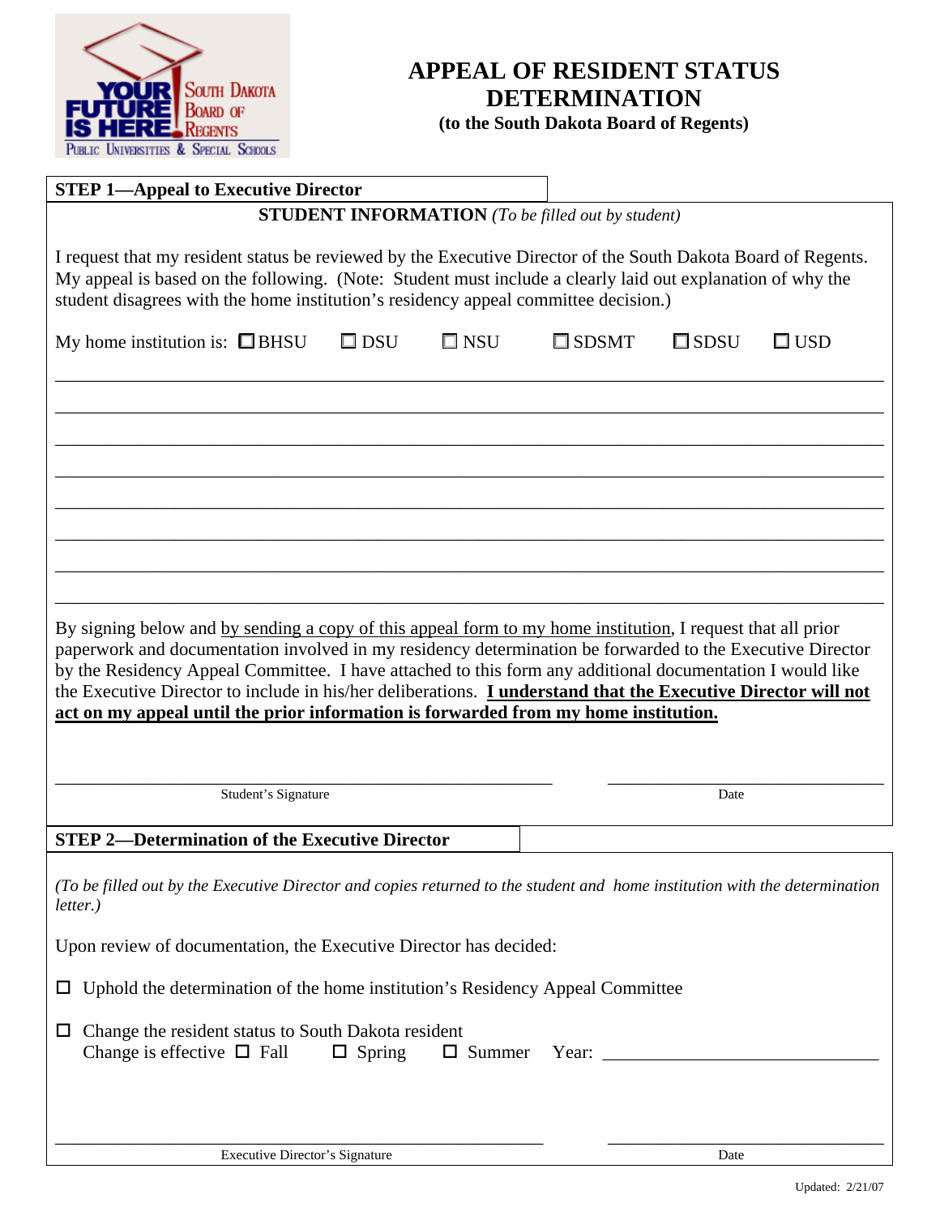# APPEAL OF RESIDENT STATUS DETERMINATION

**(to the South Dakota Board of Regents)**

## STEP 1—Appeal to Executive Director

**STUDENT INFORMATION** *(To be filled out by student)*

I request that my resident status be reviewed by the Executive Director of the South Dakota Board of Regents. My appeal is based on the following. (Note: Student must include a clearly laid out explanation of why the student disagrees with the home institution's residency appeal committee decision.)

My home institution is: ☐ BHSU ☐ DSU ☐ NSU ☐ SDSMT ☐ SDSU ☐ USD

\_\_\_\_\_\_\_\_\_\_\_\_\_\_\_\_\_\_\_\_\_\_\_\_\_\_\_\_\_\_\_\_\_\_\_\_\_\_\_\_\_\_\_\_\_\_\_\_\_\_\_\_\_\_\_\_\_\_\_\_\_\_\_\_\_\_\_\_\_\_\_\_\_\_\_\_

\_\_\_\_\_\_\_\_\_\_\_\_\_\_\_\_\_\_\_\_\_\_\_\_\_\_\_\_\_\_\_\_\_\_\_\_\_\_\_\_\_\_\_\_\_\_\_\_\_\_\_\_\_\_\_\_\_\_\_\_\_\_\_\_\_\_\_\_\_\_\_\_\_\_\_\_

\_\_\_\_\_\_\_\_\_\_\_\_\_\_\_\_\_\_\_\_\_\_\_\_\_\_\_\_\_\_\_\_\_\_\_\_\_\_\_\_\_\_\_\_\_\_\_\_\_\_\_\_\_\_\_\_\_\_\_\_\_\_\_\_\_\_\_\_\_\_\_\_\_\_\_\_

\_\_\_\_\_\_\_\_\_\_\_\_\_\_\_\_\_\_\_\_\_\_\_\_\_\_\_\_\_\_\_\_\_\_\_\_\_\_\_\_\_\_\_\_\_\_\_\_\_\_\_\_\_\_\_\_\_\_\_\_\_\_\_\_\_\_\_\_\_\_\_\_\_\_\_\_

\_\_\_\_\_\_\_\_\_\_\_\_\_\_\_\_\_\_\_\_\_\_\_\_\_\_\_\_\_\_\_\_\_\_\_\_\_\_\_\_\_\_\_\_\_\_\_\_\_\_\_\_\_\_\_\_\_\_\_\_\_\_\_\_\_\_\_\_\_\_\_\_\_\_\_\_

\_\_\_\_\_\_\_\_\_\_\_\_\_\_\_\_\_\_\_\_\_\_\_\_\_\_\_\_\_\_\_\_\_\_\_\_\_\_\_\_\_\_\_\_\_\_\_\_\_\_\_\_\_\_\_\_\_\_\_\_\_\_\_\_\_\_\_\_\_\_\_\_\_\_\_\_

\_\_\_\_\_\_\_\_\_\_\_\_\_\_\_\_\_\_\_\_\_\_\_\_\_\_\_\_\_\_\_\_\_\_\_\_\_\_\_\_\_\_\_\_\_\_\_\_\_\_\_\_\_\_\_\_\_\_\_\_\_\_\_\_\_\_\_\_\_\_\_\_\_\_\_\_

\_\_\_\_\_\_\_\_\_\_\_\_\_\_\_\_\_\_\_\_\_\_\_\_\_\_\_\_\_\_\_\_\_\_\_\_\_\_\_\_\_\_\_\_\_\_\_\_\_\_\_\_\_\_\_\_\_\_\_\_\_\_\_\_\_\_\_\_\_\_\_\_\_\_\_\_

By signing below and <u>by sending a copy of this appeal form to my home institution</u>, I request that all prior paperwork and documentation involved in my residency determination be forwarded to the Executive Director by the Residency Appeal Committee. I have attached to this form any additional documentation I would like the Executive Director to include in his/her deliberations. **<u>I understand that the Executive Director will not act on my appeal until the prior information is forwarded from my home institution.</u>**

\_\_\_\_\_\_\_\_\_\_\_\_\_\_\_\_\_\_\_\_\_\_\_\_\_\_\_\_\_\_\_\_\_\_\_\_\_\_\_\_ \_\_\_\_\_\_\_\_\_\_\_\_\_\_\_\_\_\_\_\_\_\_\_\_

Student's Signature Date

## STEP 2—Determination of the Executive Director

*(To be filled out by the Executive Director and copies returned to the student and home institution with the determination letter.)*

Upon review of documentation, the Executive Director has decided:

☐ Uphold the determination of the home institution's Residency Appeal Committee

☐ Change the resident status to South Dakota resident
Change is effective ☐ Fall ☐ Spring ☐ Summer Year: \_\_\_\_\_\_\_\_\_\_\_\_\_\_\_\_\_\_\_\_

\_\_\_\_\_\_\_\_\_\_\_\_\_\_\_\_\_\_\_\_\_\_\_\_\_\_\_\_\_\_\_\_\_\_\_\_\_\_\_\_ \_\_\_\_\_\_\_\_\_\_\_\_\_\_\_\_\_\_\_\_\_\_\_\_

Executive Director's Signature Date

Updated: 2/21/07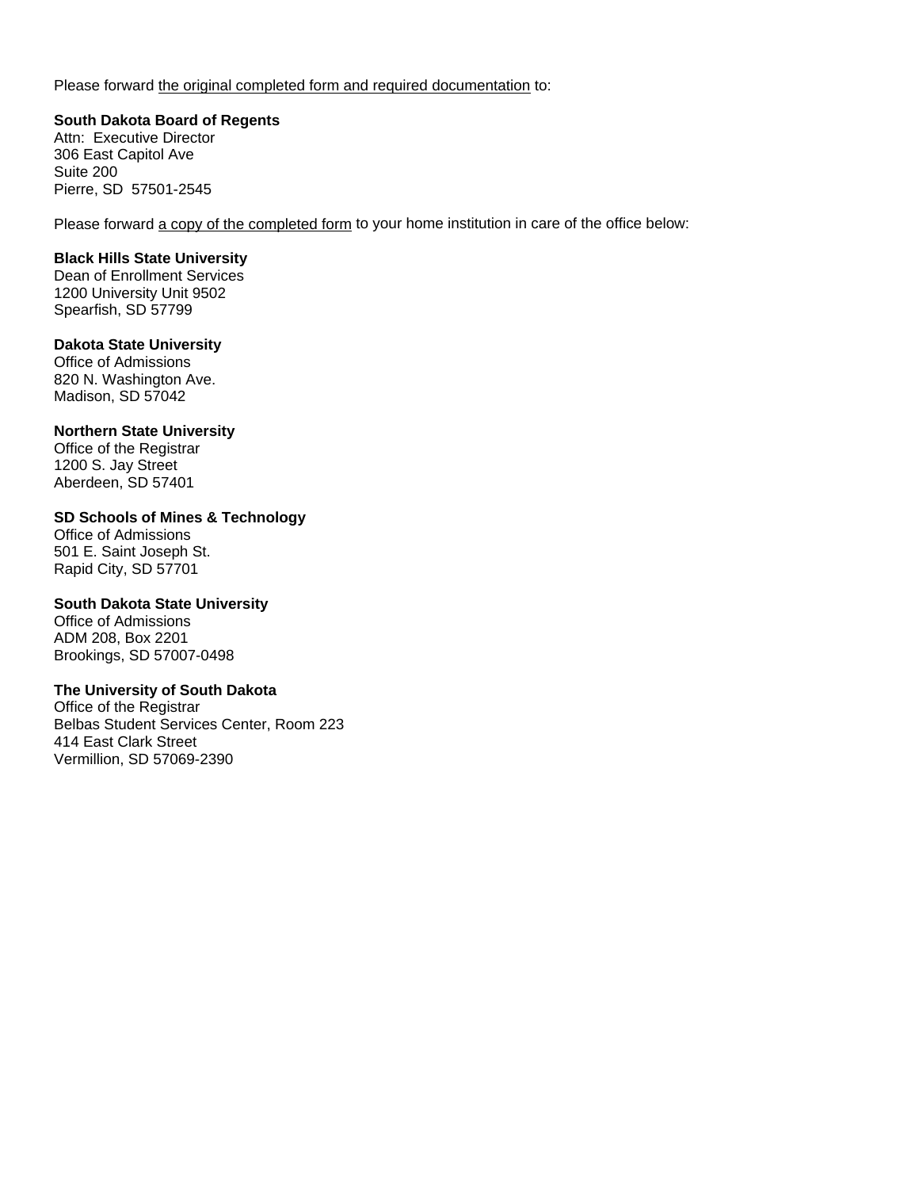Please forward <u>the original completed form and required documentation</u> to:

**South Dakota Board of Regents**
Attn: Executive Director
306 East Capitol Ave
Suite 200
Pierre, SD 57501-2545

Please forward <u>a copy of the completed form</u> to your home institution in care of the office below:

**Black Hills State University**
Dean of Enrollment Services
1200 University Unit 9502
Spearfish, SD 57799

**Dakota State University**
Office of Admissions
820 N. Washington Ave.
Madison, SD 57042

**Northern State University**
Office of the Registrar
1200 S. Jay Street
Aberdeen, SD 57401

**SD Schools of Mines & Technology**
Office of Admissions
501 E. Saint Joseph St.
Rapid City, SD 57701

**South Dakota State University**
Office of Admissions
ADM 208, Box 2201
Brookings, SD 57007-0498

**The University of South Dakota**
Office of the Registrar
Belbas Student Services Center, Room 223
414 East Clark Street
Vermillion, SD 57069-2390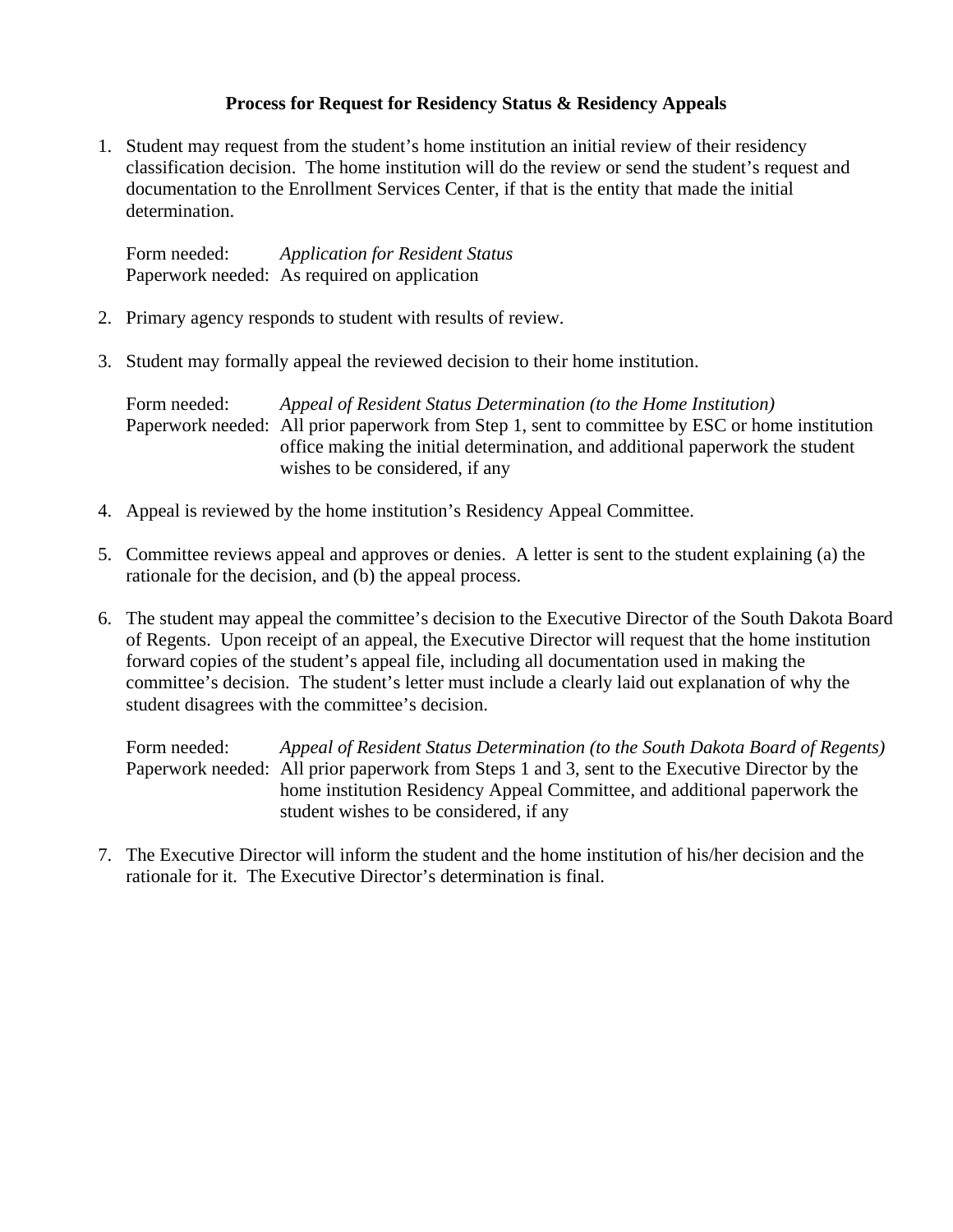**Process for Request for Residency Status & Residency Appeals**

1. Student may request from the student's home institution an initial review of their residency classification decision. The home institution will do the review or send the student's request and documentation to the Enrollment Services Center, if that is the entity that made the initial determination.

   Form needed: *Application for Resident Status*
   Paperwork needed: As required on application

2. Primary agency responds to student with results of review.

3. Student may formally appeal the reviewed decision to their home institution.

   Form needed: *Appeal of Resident Status Determination (to the Home Institution)*
   Paperwork needed: All prior paperwork from Step 1, sent to committee by ESC or home institution office making the initial determination, and additional paperwork the student wishes to be considered, if any

4. Appeal is reviewed by the home institution's Residency Appeal Committee.

5. Committee reviews appeal and approves or denies. A letter is sent to the student explaining (a) the rationale for the decision, and (b) the appeal process.

6. The student may appeal the committee's decision to the Executive Director of the South Dakota Board of Regents. Upon receipt of an appeal, the Executive Director will request that the home institution forward copies of the student's appeal file, including all documentation used in making the committee's decision. The student's letter must include a clearly laid out explanation of why the student disagrees with the committee's decision.

   Form needed: *Appeal of Resident Status Determination (to the South Dakota Board of Regents)*
   Paperwork needed: All prior paperwork from Steps 1 and 3, sent to the Executive Director by the home institution Residency Appeal Committee, and additional paperwork the student wishes to be considered, if any

7. The Executive Director will inform the student and the home institution of his/her decision and the rationale for it. The Executive Director's determination is final.